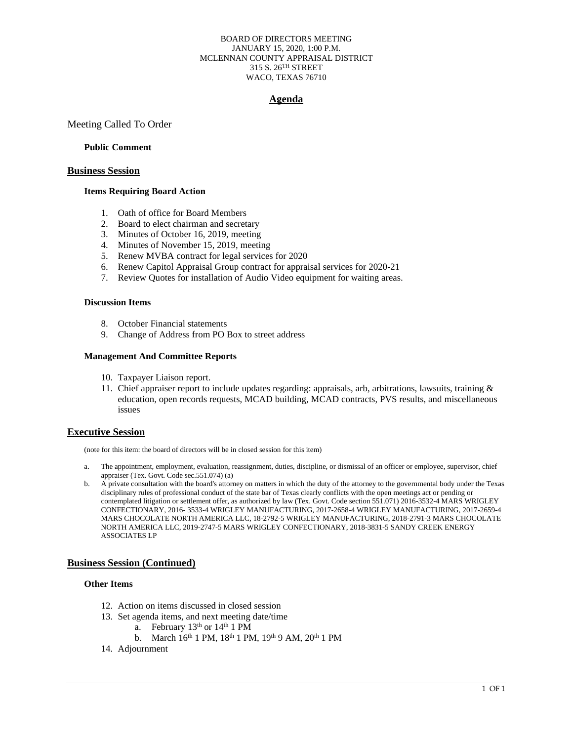BOARD OF DIRECTORS MEETING
JANUARY 15, 2020, 1:00 P.M.
MCLENNAN COUNTY APPRAISAL DISTRICT
315 S. 26TH STREET
WACO, TEXAS 76710

# Agenda

Meeting Called To Order

**Public Comment**

## Business Session

### Items Requiring Board Action

1. Oath of office for Board Members
2. Board to elect chairman and secretary
3. Minutes of October 16, 2019, meeting
4. Minutes of November 15, 2019, meeting
5. Renew MVBA contract for legal services for 2020
6. Renew Capitol Appraisal Group contract for appraisal services for 2020-21
7. Review Quotes for installation of Audio Video equipment for waiting areas.

### Discussion Items

8. October Financial statements
9. Change of Address from PO Box to street address

### Management And Committee Reports

10. Taxpayer Liaison report.
11. Chief appraiser report to include updates regarding: appraisals, arb, arbitrations, lawsuits, training & education, open records requests, MCAD building, MCAD contracts, PVS results, and miscellaneous issues

## Executive Session

(note for this item: the board of directors will be in closed session for this item)

a. The appointment, employment, evaluation, reassignment, duties, discipline, or dismissal of an officer or employee, supervisor, chief appraiser (Tex. Govt. Code sec.551.074) (a)
b. A private consultation with the board's attorney on matters in which the duty of the attorney to the governmental body under the Texas disciplinary rules of professional conduct of the state bar of Texas clearly conflicts with the open meetings act or pending or contemplated litigation or settlement offer, as authorized by law (Tex. Govt. Code section 551.071) 2016-3532-4 MARS WRIGLEY CONFECTIONARY, 2016- 3533-4 WRIGLEY MANUFACTURING, 2017-2658-4 WRIGLEY MANUFACTURING, 2017-2659-4 MARS CHOCOLATE NORTH AMERICA LLC, 18-2792-5 WRIGLEY MANUFACTURING, 2018-2791-3 MARS CHOCOLATE NORTH AMERICA LLC, 2019-2747-5 MARS WRIGLEY CONFECTIONARY, 2018-3831-5 SANDY CREEK ENERGY ASSOCIATES LP

## Business Session (Continued)

### Other Items

12. Action on items discussed in closed session
13. Set agenda items, and next meeting date/time
    a. February 13th or 14th 1 PM
    b. March 16th 1 PM, 18th 1 PM, 19th 9 AM, 20th 1 PM
14. Adjournment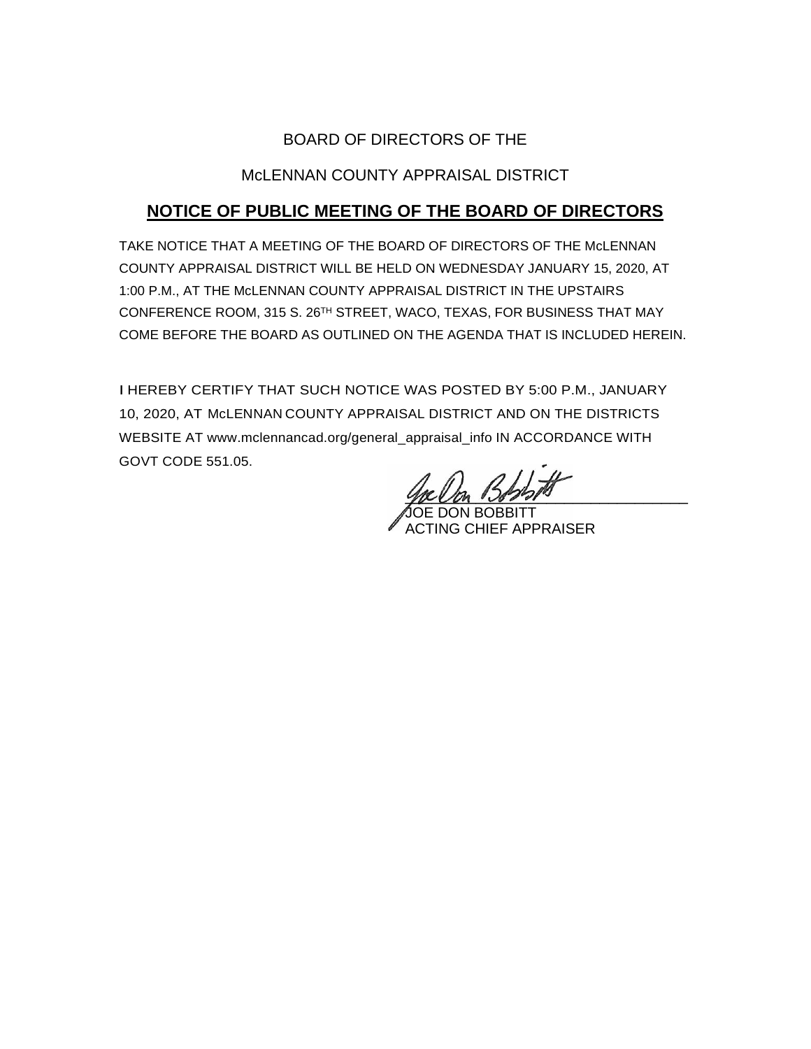BOARD OF DIRECTORS OF THE

McLENNAN COUNTY APPRAISAL DISTRICT

## **NOTICE OF PUBLIC MEETING OF THE BOARD OF DIRECTORS**

TAKE NOTICE THAT A MEETING OF THE BOARD OF DIRECTORS OF THE McLENNAN COUNTY APPRAISAL DISTRICT WILL BE HELD ON WEDNESDAY JANUARY 15, 2020, AT 1:00 P.M., AT THE McLENNAN COUNTY APPRAISAL DISTRICT IN THE UPSTAIRS CONFERENCE ROOM, 315 S. 26TH STREET, WACO, TEXAS, FOR BUSINESS THAT MAY COME BEFORE THE BOARD AS OUTLINED ON THE AGENDA THAT IS INCLUDED HEREIN.

I HEREBY CERTIFY THAT SUCH NOTICE WAS POSTED BY 5:00 P.M., JANUARY 10, 2020, AT McLENNAN COUNTY APPRAISAL DISTRICT AND ON THE DISTRICTS WEBSITE AT www.mclennancad.org/general_appraisal_info IN ACCORDANCE WITH GOVT CODE 551.05.

JOE DON BOBBITT
ACTING CHIEF APPRAISER